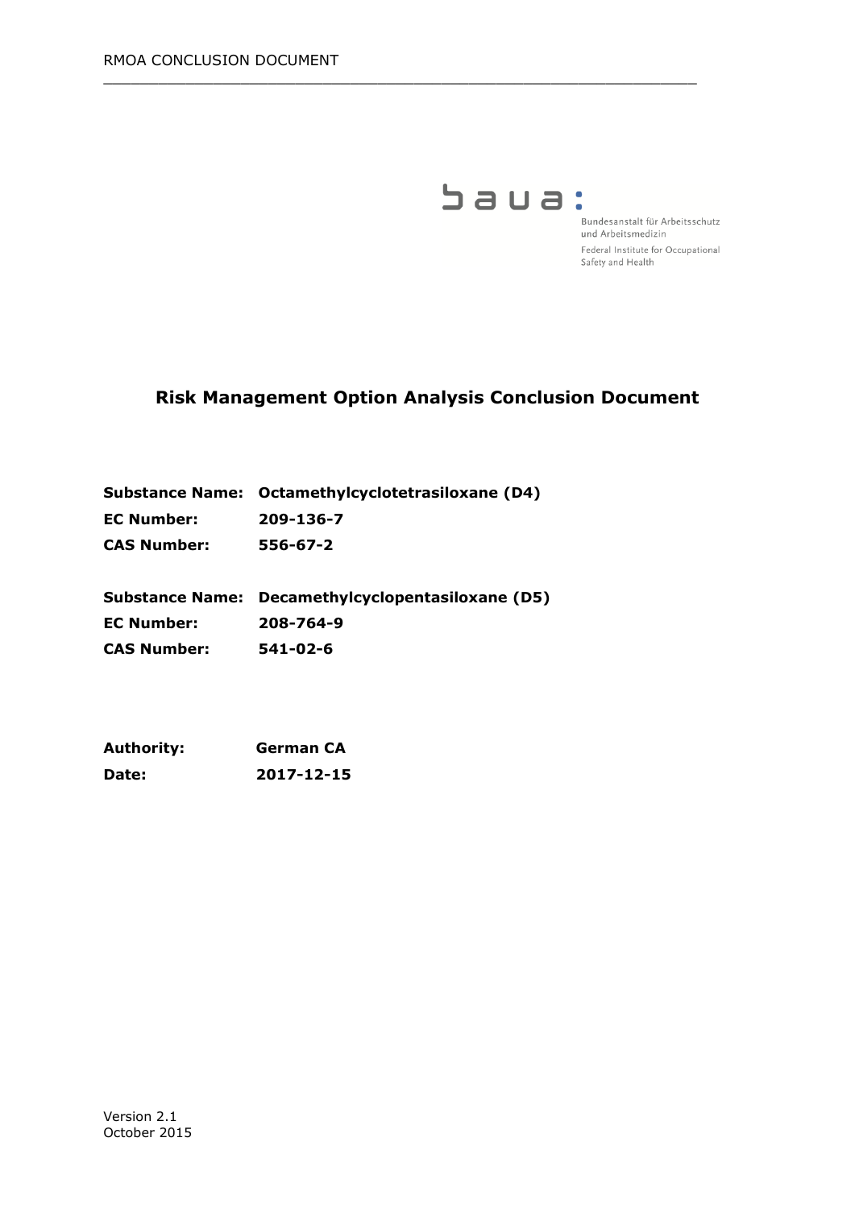baua:

Bundesanstalt für Arbeitsschutz und Arbeitsmedizin

Federal Institute for Occupational Safety and Health

# Risk Management Option Analysis Conclusion Document

**Substance Name:** **Octamethylcyclotetrasiloxane (D4)**
**EC Number:** **209-136-7**
**CAS Number:** **556-67-2**

**Substance Name:** **Decamethylcyclopentasiloxane (D5)**
**EC Number:** **208-764-9**
**CAS Number:** **541-02-6**

**Authority:** **German CA**
**Date:** **2017-12-15**

Version 2.1
October 2015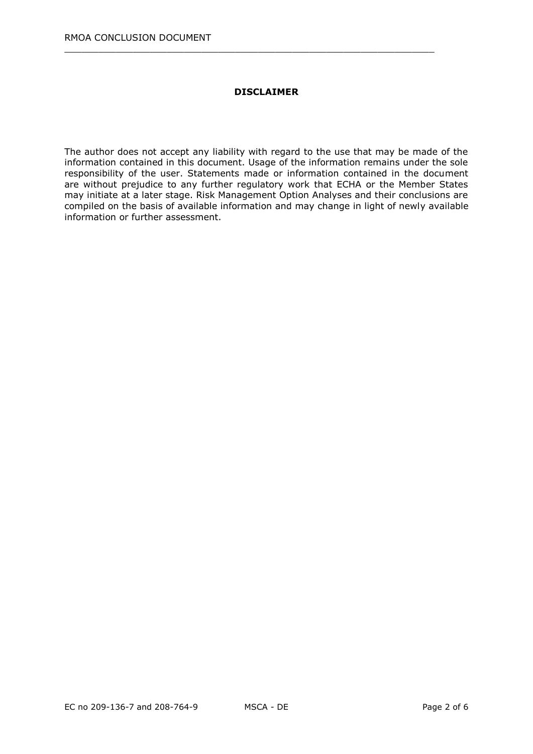**DISCLAIMER**

The author does not accept any liability with regard to the use that may be made of the information contained in this document. Usage of the information remains under the sole responsibility of the user. Statements made or information contained in the document are without prejudice to any further regulatory work that ECHA or the Member States may initiate at a later stage. Risk Management Option Analyses and their conclusions are compiled on the basis of available information and may change in light of newly available information or further assessment.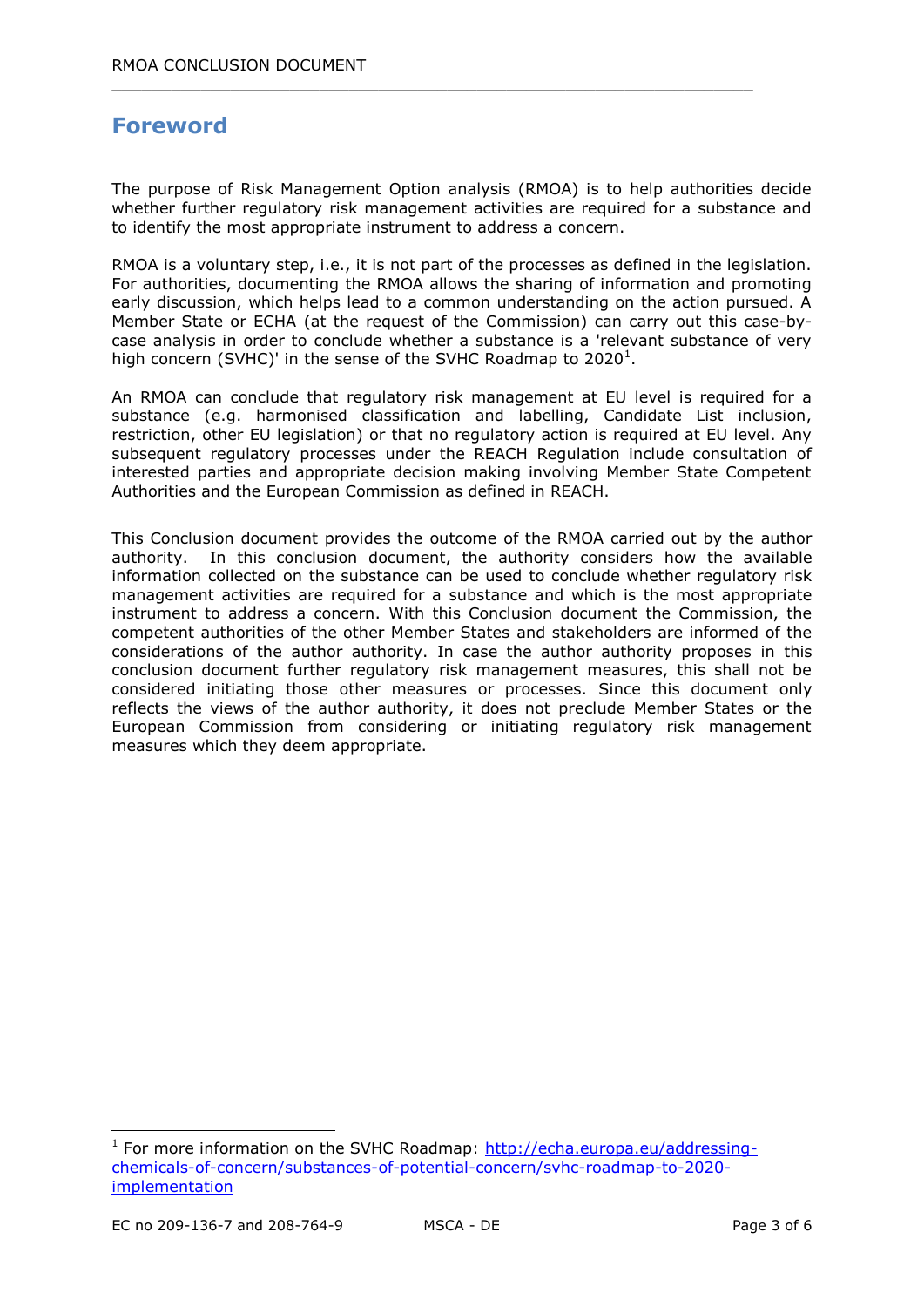# Foreword

The purpose of Risk Management Option analysis (RMOA) is to help authorities decide whether further regulatory risk management activities are required for a substance and to identify the most appropriate instrument to address a concern.

RMOA is a voluntary step, i.e., it is not part of the processes as defined in the legislation. For authorities, documenting the RMOA allows the sharing of information and promoting early discussion, which helps lead to a common understanding on the action pursued. A Member State or ECHA (at the request of the Commission) can carry out this case-by-case analysis in order to conclude whether a substance is a 'relevant substance of very high concern (SVHC)' in the sense of the SVHC Roadmap to 2020[1].

An RMOA can conclude that regulatory risk management at EU level is required for a substance (e.g. harmonised classification and labelling, Candidate List inclusion, restriction, other EU legislation) or that no regulatory action is required at EU level. Any subsequent regulatory processes under the REACH Regulation include consultation of interested parties and appropriate decision making involving Member State Competent Authorities and the European Commission as defined in REACH.

This Conclusion document provides the outcome of the RMOA carried out by the author authority. In this conclusion document, the authority considers how the available information collected on the substance can be used to conclude whether regulatory risk management activities are required for a substance and which is the most appropriate instrument to address a concern. With this Conclusion document the Commission, the competent authorities of the other Member States and stakeholders are informed of the considerations of the author authority. In case the author authority proposes in this conclusion document further regulatory risk management measures, this shall not be considered initiating those other measures or processes. Since this document only reflects the views of the author authority, it does not preclude Member States or the European Commission from considering or initiating regulatory risk management measures which they deem appropriate.

---

[1] For more information on the SVHC Roadmap: http://echa.europa.eu/addressing-chemicals-of-concern/substances-of-potential-concern/svhc-roadmap-to-2020-implementation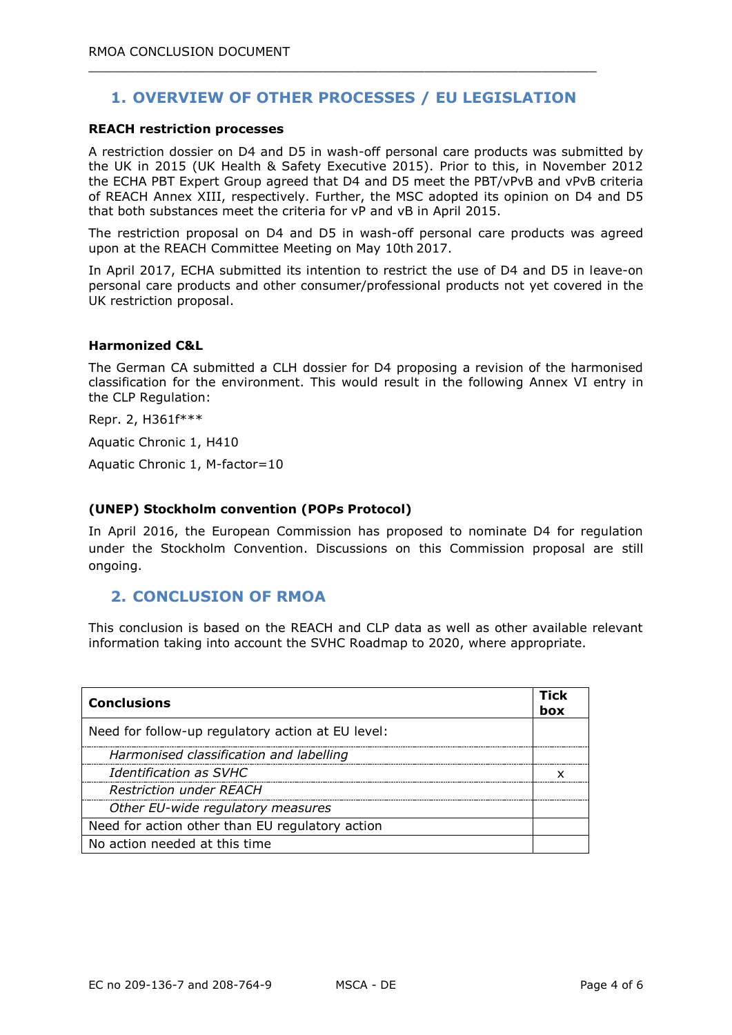## 1. OVERVIEW OF OTHER PROCESSES / EU LEGISLATION

**REACH restriction processes**

A restriction dossier on D4 and D5 in wash-off personal care products was submitted by the UK in 2015 (UK Health & Safety Executive 2015). Prior to this, in November 2012 the ECHA PBT Expert Group agreed that D4 and D5 meet the PBT/vPvB and vPvB criteria of REACH Annex XIII, respectively. Further, the MSC adopted its opinion on D4 and D5 that both substances meet the criteria for vP and vB in April 2015.

The restriction proposal on D4 and D5 in wash-off personal care products was agreed upon at the REACH Committee Meeting on May 10th 2017.

In April 2017, ECHA submitted its intention to restrict the use of D4 and D5 in leave-on personal care products and other consumer/professional products not yet covered in the UK restriction proposal.

**Harmonized C&L**

The German CA submitted a CLH dossier for D4 proposing a revision of the harmonised classification for the environment. This would result in the following Annex VI entry in the CLP Regulation:

Repr. 2, H361f***

Aquatic Chronic 1, H410

Aquatic Chronic 1, M-factor=10

**(UNEP) Stockholm convention (POPs Protocol)**

In April 2016, the European Commission has proposed to nominate D4 for regulation under the Stockholm Convention. Discussions on this Commission proposal are still ongoing.

## 2. CONCLUSION OF RMOA

This conclusion is based on the REACH and CLP data as well as other available relevant information taking into account the SVHC Roadmap to 2020, where appropriate.

| Conclusions | Tick box |
|---|---|
| Need for follow-up regulatory action at EU level: | |
| *Harmonised classification and labelling* | |
| *Identification as SVHC* | x |
| *Restriction under REACH* | |
| *Other EU-wide regulatory measures* | |
| Need for action other than EU regulatory action | |
| No action needed at this time | |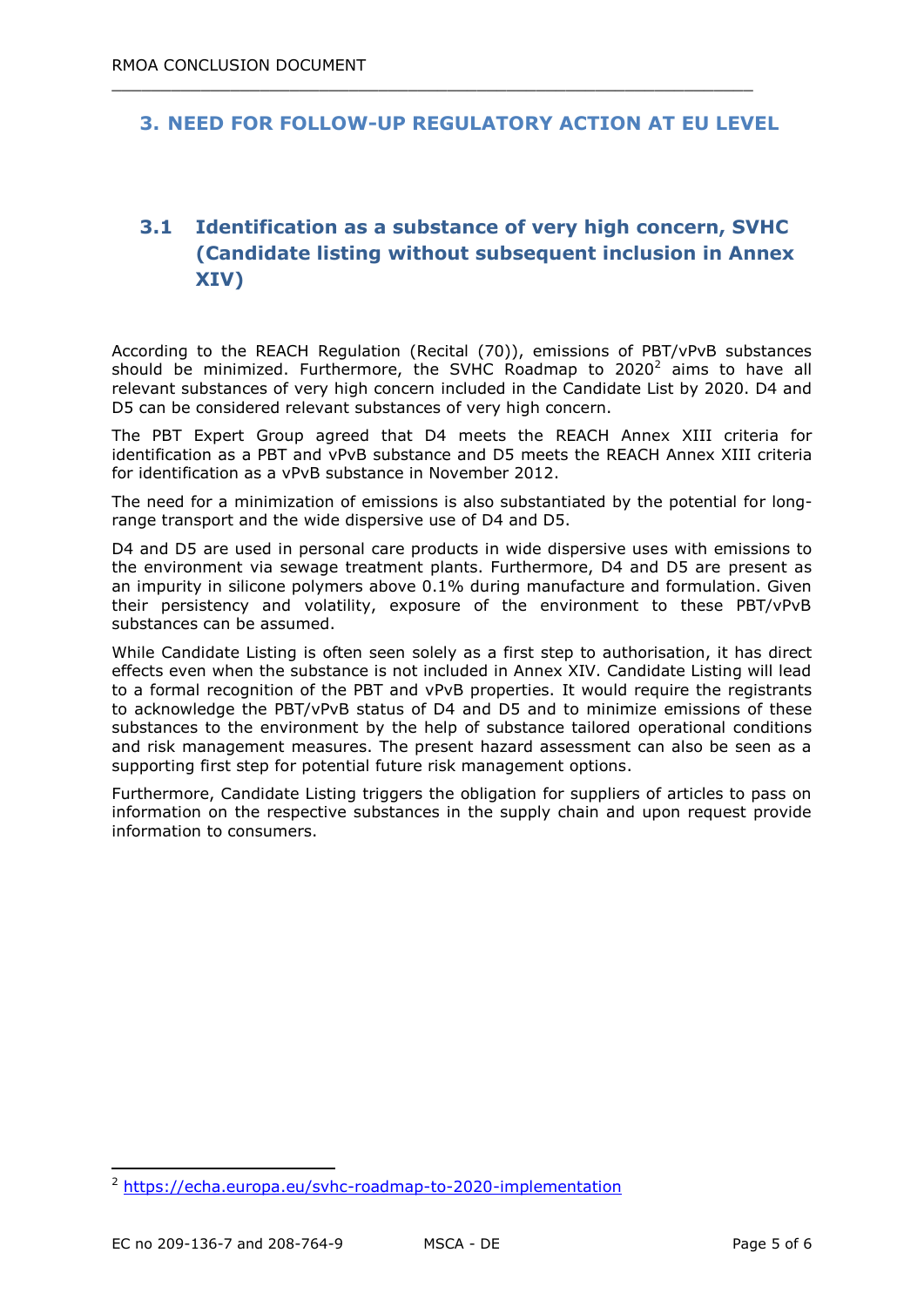# 3. NEED FOR FOLLOW-UP REGULATORY ACTION AT EU LEVEL

## 3.1 Identification as a substance of very high concern, SVHC (Candidate listing without subsequent inclusion in Annex XIV)

According to the REACH Regulation (Recital (70)), emissions of PBT/vPvB substances should be minimized. Furthermore, the SVHC Roadmap to 2020[2] aims to have all relevant substances of very high concern included in the Candidate List by 2020. D4 and D5 can be considered relevant substances of very high concern.

The PBT Expert Group agreed that D4 meets the REACH Annex XIII criteria for identification as a PBT and vPvB substance and D5 meets the REACH Annex XIII criteria for identification as a vPvB substance in November 2012.

The need for a minimization of emissions is also substantiated by the potential for long-range transport and the wide dispersive use of D4 and D5.

D4 and D5 are used in personal care products in wide dispersive uses with emissions to the environment via sewage treatment plants. Furthermore, D4 and D5 are present as an impurity in silicone polymers above 0.1% during manufacture and formulation. Given their persistency and volatility, exposure of the environment to these PBT/vPvB substances can be assumed.

While Candidate Listing is often seen solely as a first step to authorisation, it has direct effects even when the substance is not included in Annex XIV. Candidate Listing will lead to a formal recognition of the PBT and vPvB properties. It would require the registrants to acknowledge the PBT/vPvB status of D4 and D5 and to minimize emissions of these substances to the environment by the help of substance tailored operational conditions and risk management measures. The present hazard assessment can also be seen as a supporting first step for potential future risk management options.

Furthermore, Candidate Listing triggers the obligation for suppliers of articles to pass on information on the respective substances in the supply chain and upon request provide information to consumers.

---

[2] https://echa.europa.eu/svhc-roadmap-to-2020-implementation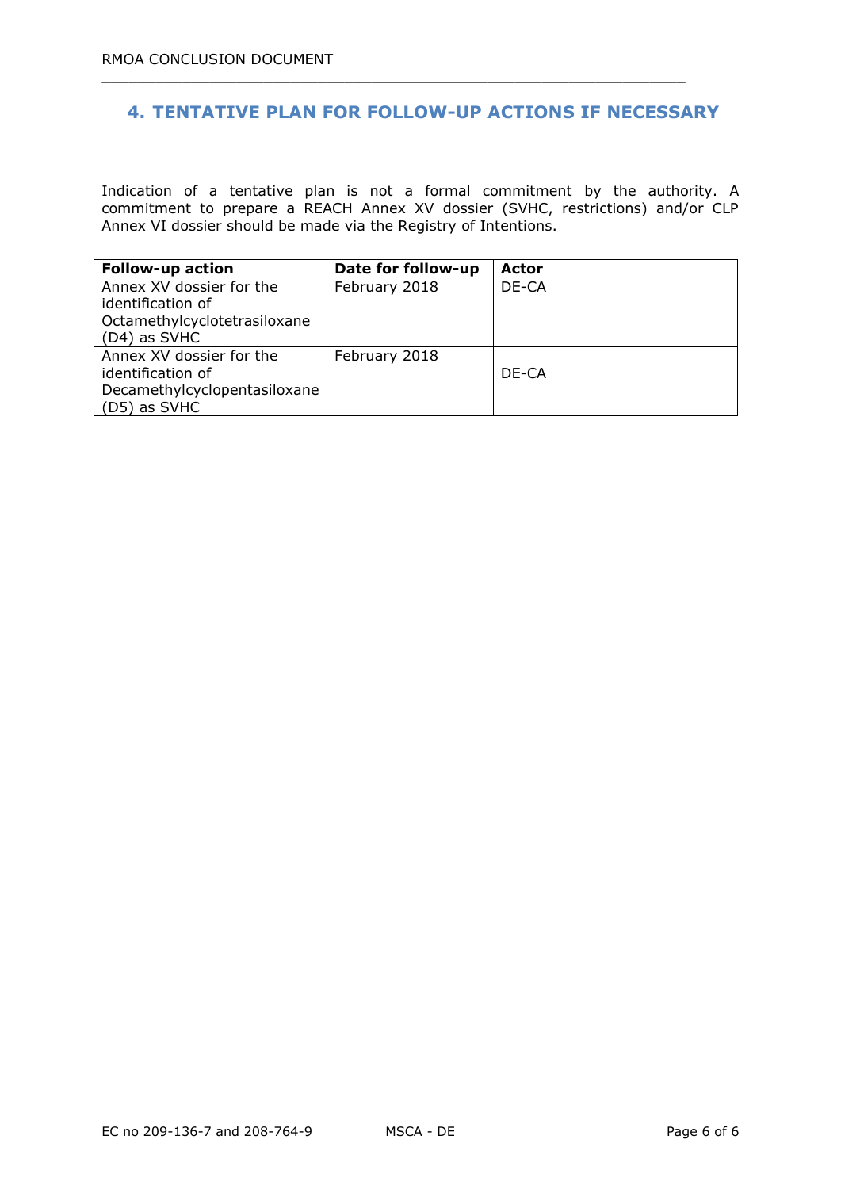## 4. TENTATIVE PLAN FOR FOLLOW-UP ACTIONS IF NECESSARY

Indication of a tentative plan is not a formal commitment by the authority. A commitment to prepare a REACH Annex XV dossier (SVHC, restrictions) and/or CLP Annex VI dossier should be made via the Registry of Intentions.

| Follow-up action | Date for follow-up | Actor |
|---|---|---|
| Annex XV dossier for the identification of Octamethylcyclotetrasiloxane (D4) as SVHC | February 2018 | DE-CA |
| Annex XV dossier for the identification of Decamethylcyclopentasiloxane (D5) as SVHC | February 2018 | DE-CA |